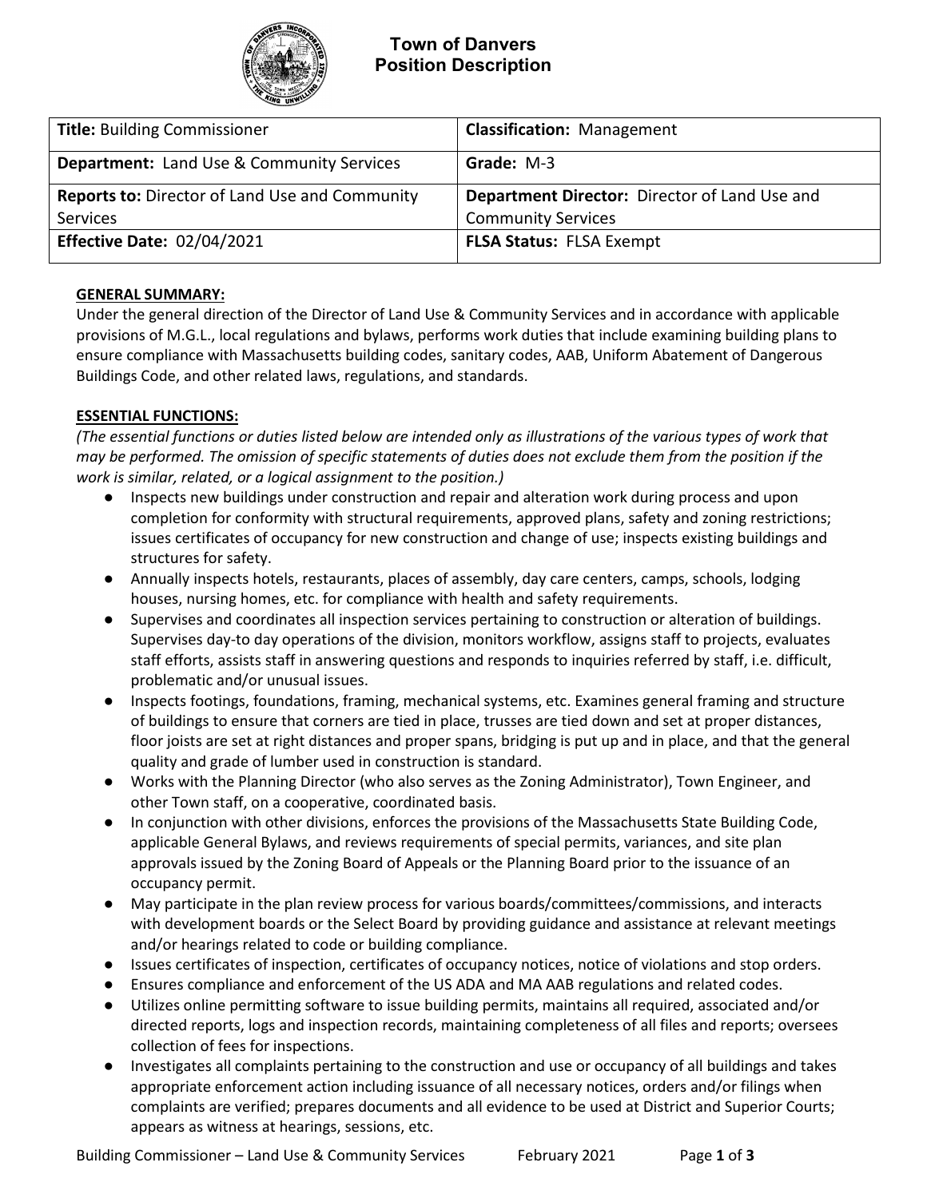# Town of Danvers
## Position Description

| **Title:** Building Commissioner | **Classification:** Management |
|---|---|
| **Department:** Land Use & Community Services | **Grade:** M-3 |
| **Reports to:** Director of Land Use and Community Services | **Department Director:** Director of Land Use and Community Services |
| **Effective Date:** 02/04/2021 | **FLSA Status:** FLSA Exempt |

**GENERAL SUMMARY:**

Under the general direction of the Director of Land Use & Community Services and in accordance with applicable provisions of M.G.L., local regulations and bylaws, performs work duties that include examining building plans to ensure compliance with Massachusetts building codes, sanitary codes, AAB, Uniform Abatement of Dangerous Buildings Code, and other related laws, regulations, and standards.

**ESSENTIAL FUNCTIONS:**

*(The essential functions or duties listed below are intended only as illustrations of the various types of work that may be performed. The omission of specific statements of duties does not exclude them from the position if the work is similar, related, or a logical assignment to the position.)*

- Inspects new buildings under construction and repair and alteration work during process and upon completion for conformity with structural requirements, approved plans, safety and zoning restrictions; issues certificates of occupancy for new construction and change of use; inspects existing buildings and structures for safety.
- Annually inspects hotels, restaurants, places of assembly, day care centers, camps, schools, lodging houses, nursing homes, etc. for compliance with health and safety requirements.
- Supervises and coordinates all inspection services pertaining to construction or alteration of buildings. Supervises day-to day operations of the division, monitors workflow, assigns staff to projects, evaluates staff efforts, assists staff in answering questions and responds to inquiries referred by staff, i.e. difficult, problematic and/or unusual issues.
- Inspects footings, foundations, framing, mechanical systems, etc. Examines general framing and structure of buildings to ensure that corners are tied in place, trusses are tied down and set at proper distances, floor joists are set at right distances and proper spans, bridging is put up and in place, and that the general quality and grade of lumber used in construction is standard.
- Works with the Planning Director (who also serves as the Zoning Administrator), Town Engineer, and other Town staff, on a cooperative, coordinated basis.
- In conjunction with other divisions, enforces the provisions of the Massachusetts State Building Code, applicable General Bylaws, and reviews requirements of special permits, variances, and site plan approvals issued by the Zoning Board of Appeals or the Planning Board prior to the issuance of an occupancy permit.
- May participate in the plan review process for various boards/committees/commissions, and interacts with development boards or the Select Board by providing guidance and assistance at relevant meetings and/or hearings related to code or building compliance.
- Issues certificates of inspection, certificates of occupancy notices, notice of violations and stop orders.
- Ensures compliance and enforcement of the US ADA and MA AAB regulations and related codes.
- Utilizes online permitting software to issue building permits, maintains all required, associated and/or directed reports, logs and inspection records, maintaining completeness of all files and reports; oversees collection of fees for inspections.
- Investigates all complaints pertaining to the construction and use or occupancy of all buildings and takes appropriate enforcement action including issuance of all necessary notices, orders and/or filings when complaints are verified; prepares documents and all evidence to be used at District and Superior Courts; appears as witness at hearings, sessions, etc.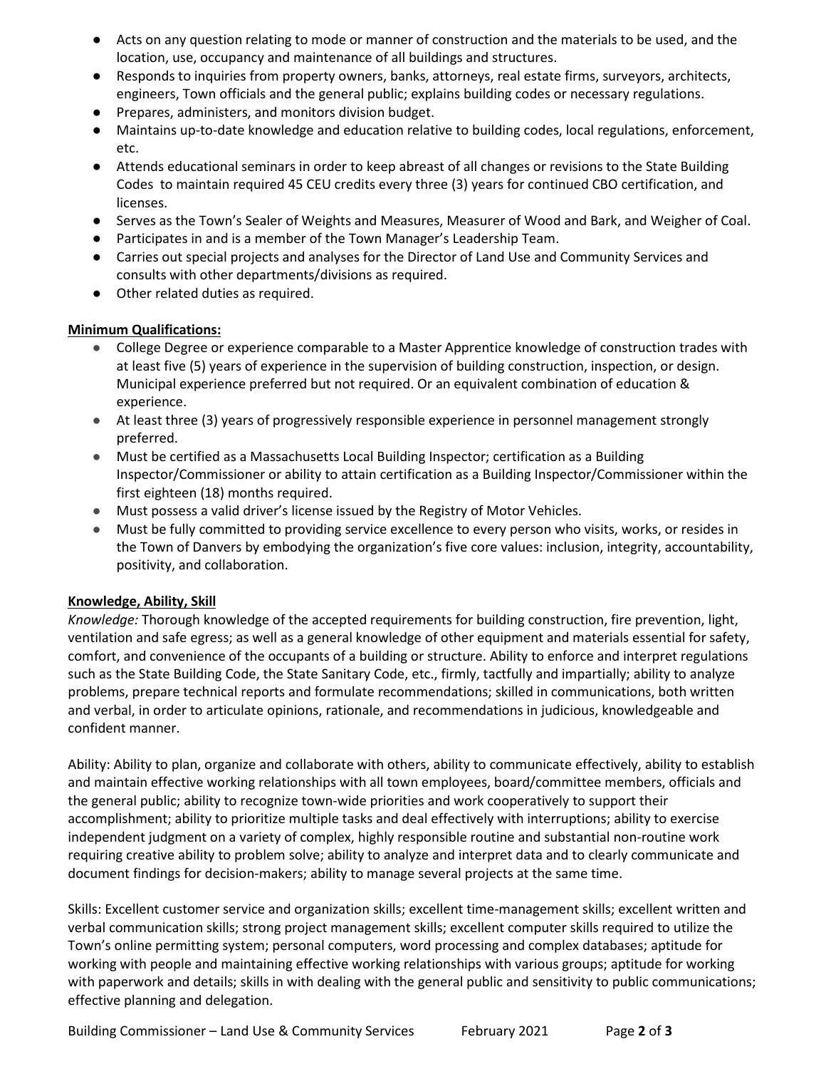- Acts on any question relating to mode or manner of construction and the materials to be used, and the location, use, occupancy and maintenance of all buildings and structures.
- Responds to inquiries from property owners, banks, attorneys, real estate firms, surveyors, architects, engineers, Town officials and the general public; explains building codes or necessary regulations.
- Prepares, administers, and monitors division budget.
- Maintains up-to-date knowledge and education relative to building codes, local regulations, enforcement, etc.
- Attends educational seminars in order to keep abreast of all changes or revisions to the State Building Codes to maintain required 45 CEU credits every three (3) years for continued CBO certification, and licenses.
- Serves as the Town's Sealer of Weights and Measures, Measurer of Wood and Bark, and Weigher of Coal.
- Participates in and is a member of the Town Manager's Leadership Team.
- Carries out special projects and analyses for the Director of Land Use and Community Services and consults with other departments/divisions as required.
- Other related duties as required.

**Minimum Qualifications:**

- College Degree or experience comparable to a Master Apprentice knowledge of construction trades with at least five (5) years of experience in the supervision of building construction, inspection, or design. Municipal experience preferred but not required. Or an equivalent combination of education & experience.
- At least three (3) years of progressively responsible experience in personnel management strongly preferred.
- Must be certified as a Massachusetts Local Building Inspector; certification as a Building Inspector/Commissioner or ability to attain certification as a Building Inspector/Commissioner within the first eighteen (18) months required.
- Must possess a valid driver's license issued by the Registry of Motor Vehicles.
- Must be fully committed to providing service excellence to every person who visits, works, or resides in the Town of Danvers by embodying the organization's five core values: inclusion, integrity, accountability, positivity, and collaboration.

**Knowledge, Ability, Skill**

*Knowledge:* Thorough knowledge of the accepted requirements for building construction, fire prevention, light, ventilation and safe egress; as well as a general knowledge of other equipment and materials essential for safety, comfort, and convenience of the occupants of a building or structure. Ability to enforce and interpret regulations such as the State Building Code, the State Sanitary Code, etc., firmly, tactfully and impartially; ability to analyze problems, prepare technical reports and formulate recommendations; skilled in communications, both written and verbal, in order to articulate opinions, rationale, and recommendations in judicious, knowledgeable and confident manner.

Ability: Ability to plan, organize and collaborate with others, ability to communicate effectively, ability to establish and maintain effective working relationships with all town employees, board/committee members, officials and the general public; ability to recognize town-wide priorities and work cooperatively to support their accomplishment; ability to prioritize multiple tasks and deal effectively with interruptions; ability to exercise independent judgment on a variety of complex, highly responsible routine and substantial non-routine work requiring creative ability to problem solve; ability to analyze and interpret data and to clearly communicate and document findings for decision-makers; ability to manage several projects at the same time.

Skills: Excellent customer service and organization skills; excellent time-management skills; excellent written and verbal communication skills; strong project management skills; excellent computer skills required to utilize the Town's online permitting system; personal computers, word processing and complex databases; aptitude for working with people and maintaining effective working relationships with various groups; aptitude for working with paperwork and details; skills in with dealing with the general public and sensitivity to public communications; effective planning and delegation.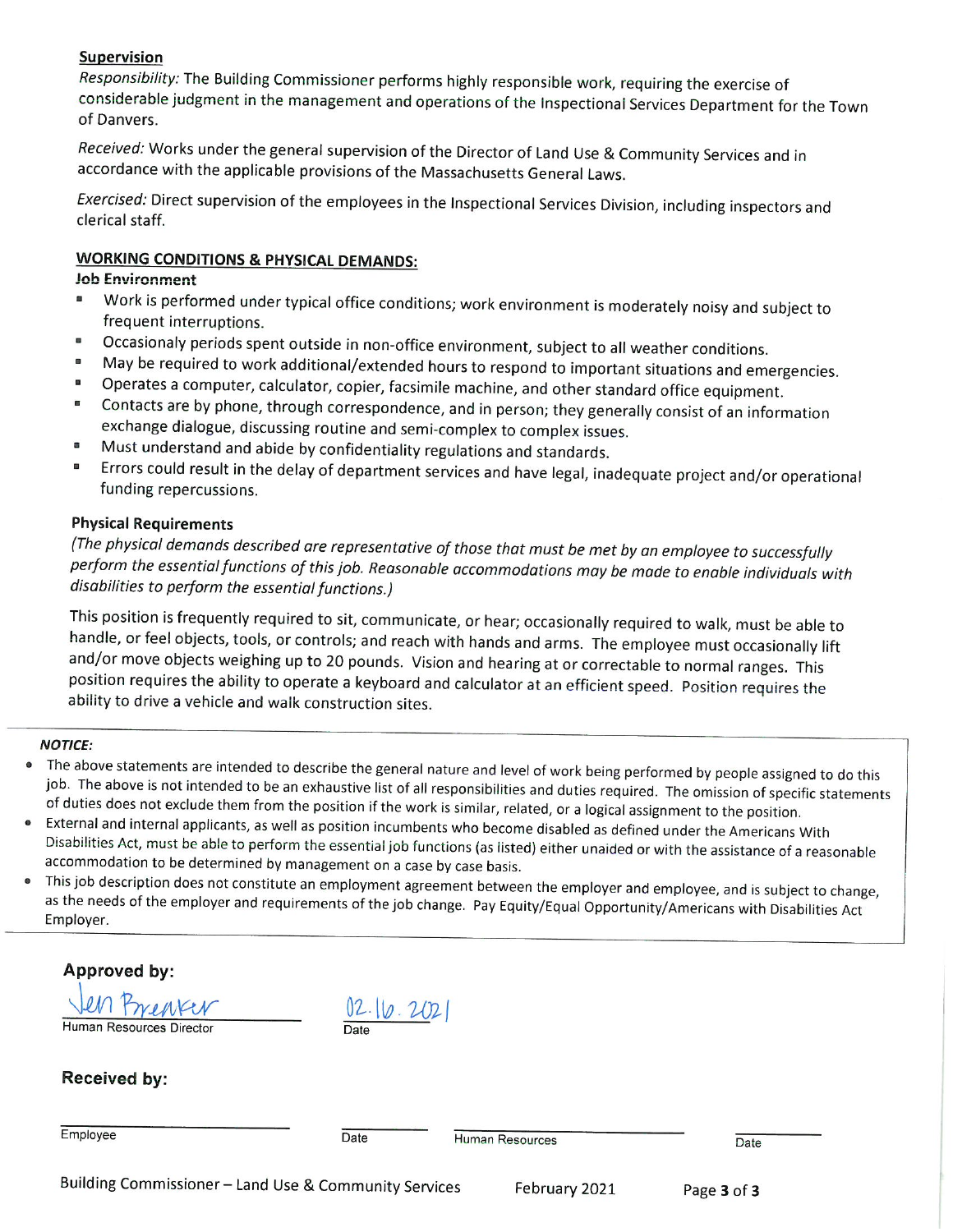**Supervision**

*Responsibility:* The Building Commissioner performs highly responsible work, requiring the exercise of considerable judgment in the management and operations of the Inspectional Services Department for the Town of Danvers.

*Received:* Works under the general supervision of the Director of Land Use & Community Services and in accordance with the applicable provisions of the Massachusetts General Laws.

*Exercised:* Direct supervision of the employees in the Inspectional Services Division, including inspectors and clerical staff.

**WORKING CONDITIONS & PHYSICAL DEMANDS:**

**Job Environment**

- Work is performed under typical office conditions; work environment is moderately noisy and subject to frequent interruptions.
- Occasionaly periods spent outside in non-office environment, subject to all weather conditions.
- May be required to work additional/extended hours to respond to important situations and emergencies.
- Operates a computer, calculator, copier, facsimile machine, and other standard office equipment.
- Contacts are by phone, through correspondence, and in person; they generally consist of an information exchange dialogue, discussing routine and semi-complex to complex issues.
- Must understand and abide by confidentiality regulations and standards.
- Errors could result in the delay of department services and have legal, inadequate project and/or operational funding repercussions.

**Physical Requirements**

*(The physical demands described are representative of those that must be met by an employee to successfully perform the essential functions of this job. Reasonable accommodations may be made to enable individuals with disabilities to perform the essential functions.)*

This position is frequently required to sit, communicate, or hear; occasionally required to walk, must be able to handle, or feel objects, tools, or controls; and reach with hands and arms. The employee must occasionally lift and/or move objects weighing up to 20 pounds. Vision and hearing at or correctable to normal ranges. This position requires the ability to operate a keyboard and calculator at an efficient speed. Position requires the ability to drive a vehicle and walk construction sites.

***NOTICE:***

- The above statements are intended to describe the general nature and level of work being performed by people assigned to do this job. The above is not intended to be an exhaustive list of all responsibilities and duties required. The omission of specific statements of duties does not exclude them from the position if the work is similar, related, or a logical assignment to the position.
- External and internal applicants, as well as position incumbents who become disabled as defined under the Americans With Disabilities Act, must be able to perform the essential job functions (as listed) either unaided or with the assistance of a reasonable accommodation to be determined by management on a case by case basis.
- This job description does not constitute an employment agreement between the employer and employee, and is subject to change, as the needs of the employer and requirements of the job change. Pay Equity/Equal Opportunity/Americans with Disabilities Act Employer.

**Approved by:**

Jen Breaker — Human Resources Director

Date: 02.16.2021

**Received by:**

Employee ____________ Date ________ Human Resources ____________ Date ________

Building Commissioner – Land Use & Community Services    February 2021